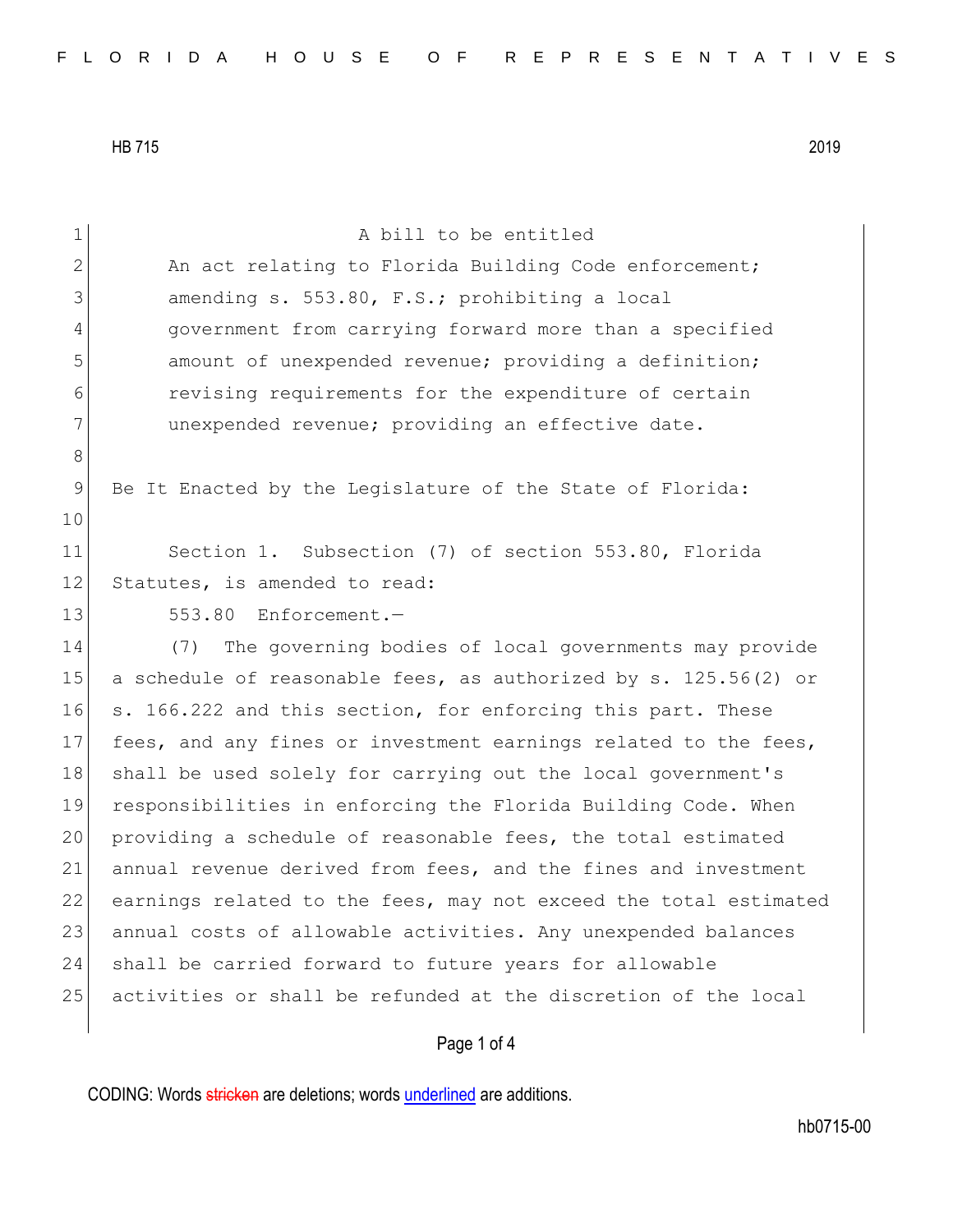HB 715 2019

A bill to be entitled

An act relating to Florida Building Code enforcement; amending s. 553.80, F.S.; prohibiting a local government from carrying forward more than a specified amount of unexpended revenue; providing a definition; revising requirements for the expenditure of certain unexpended revenue; providing an effective date.

Be It Enacted by the Legislature of the State of Florida:

Section 1. Subsection (7) of section 553.80, Florida Statutes, is amended to read:

553.80 Enforcement.—

(7) The governing bodies of local governments may provide a schedule of reasonable fees, as authorized by s. 125.56(2) or s. 166.222 and this section, for enforcing this part. These fees, and any fines or investment earnings related to the fees, shall be used solely for carrying out the local government's responsibilities in enforcing the Florida Building Code. When providing a schedule of reasonable fees, the total estimated annual revenue derived from fees, and the fines and investment earnings related to the fees, may not exceed the total estimated annual costs of allowable activities. Any unexpended balances shall be carried forward to future years for allowable activities or shall be refunded at the discretion of the local

CODING: Words stricken are deletions; words underlined are additions.

hb0715-00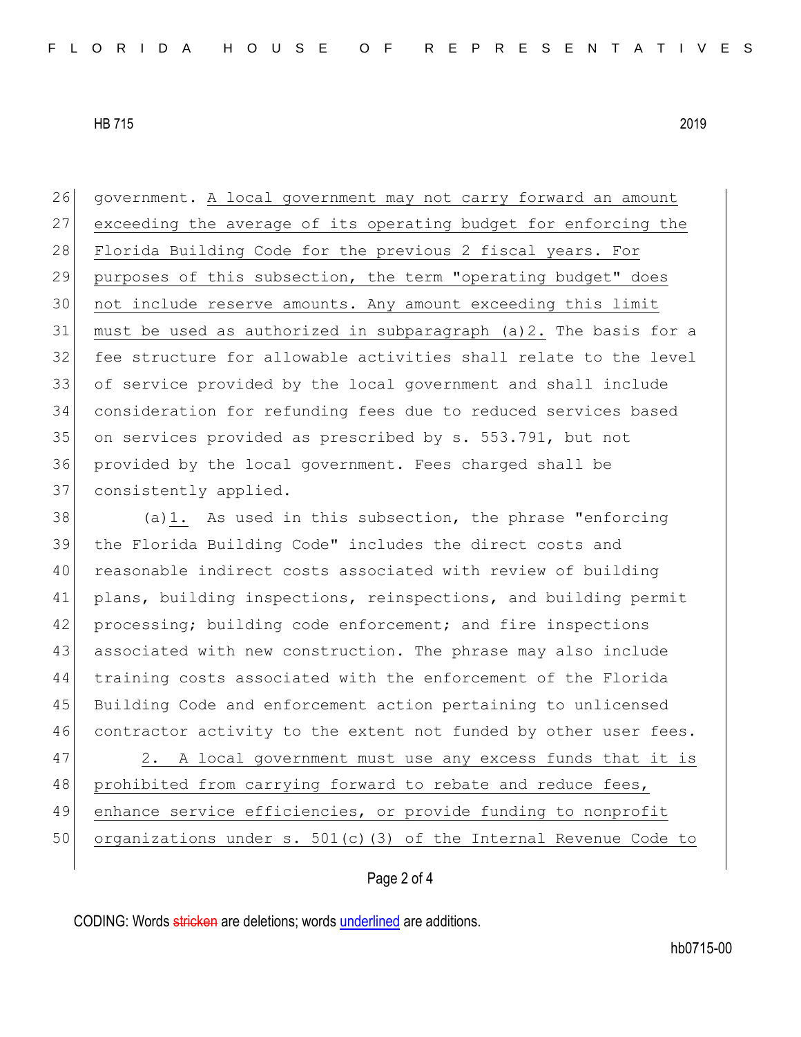government. A local government may not carry forward an amount exceeding the average of its operating budget for enforcing the Florida Building Code for the previous 2 fiscal years. For purposes of this subsection, the term "operating budget" does not include reserve amounts. Any amount exceeding this limit must be used as authorized in subparagraph (a)2. The basis for a fee structure for allowable activities shall relate to the level of service provided by the local government and shall include consideration for refunding fees due to reduced services based on services provided as prescribed by s. 553.791, but not provided by the local government. Fees charged shall be consistently applied.

(a)1. As used in this subsection, the phrase "enforcing the Florida Building Code" includes the direct costs and reasonable indirect costs associated with review of building plans, building inspections, reinspections, and building permit processing; building code enforcement; and fire inspections associated with new construction. The phrase may also include training costs associated with the enforcement of the Florida Building Code and enforcement action pertaining to unlicensed contractor activity to the extent not funded by other user fees.

2. A local government must use any excess funds that it is prohibited from carrying forward to rebate and reduce fees, enhance service efficiencies, or provide funding to nonprofit organizations under s. 501(c)(3) of the Internal Revenue Code to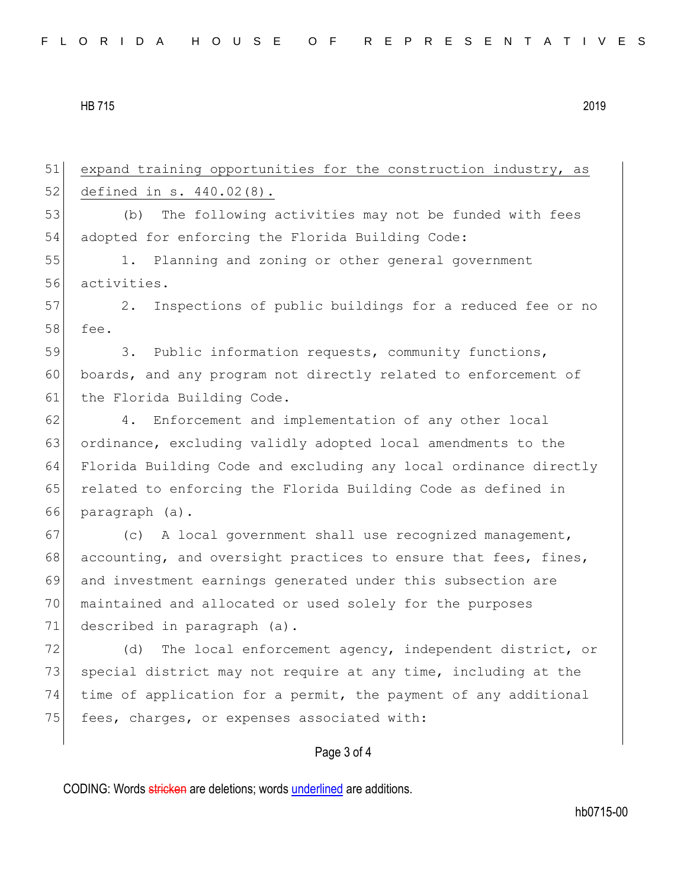expand training opportunities for the construction industry, as defined in s. 440.02(8).

(b) The following activities may not be funded with fees adopted for enforcing the Florida Building Code:

1. Planning and zoning or other general government activities.

2. Inspections of public buildings for a reduced fee or no fee.

3. Public information requests, community functions, boards, and any program not directly related to enforcement of the Florida Building Code.

4. Enforcement and implementation of any other local ordinance, excluding validly adopted local amendments to the Florida Building Code and excluding any local ordinance directly related to enforcing the Florida Building Code as defined in paragraph (a).

(c) A local government shall use recognized management, accounting, and oversight practices to ensure that fees, fines, and investment earnings generated under this subsection are maintained and allocated or used solely for the purposes described in paragraph (a).

(d) The local enforcement agency, independent district, or special district may not require at any time, including at the time of application for a permit, the payment of any additional fees, charges, or expenses associated with: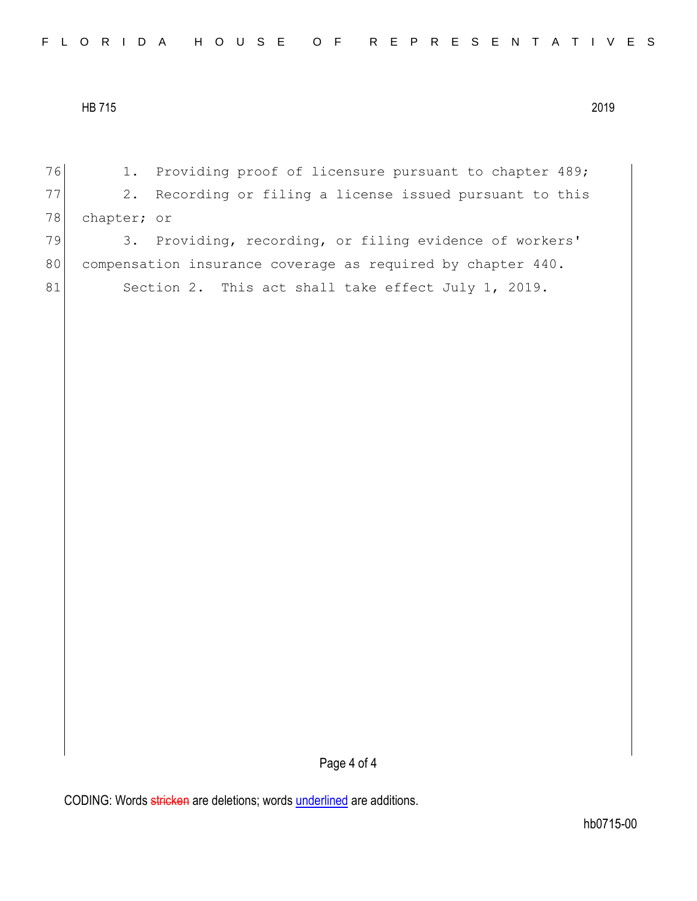1. Providing proof of licensure pursuant to chapter 489;

2. Recording or filing a license issued pursuant to this chapter; or

3. Providing, recording, or filing evidence of workers' compensation insurance coverage as required by chapter 440.

Section 2. This act shall take effect July 1, 2019.